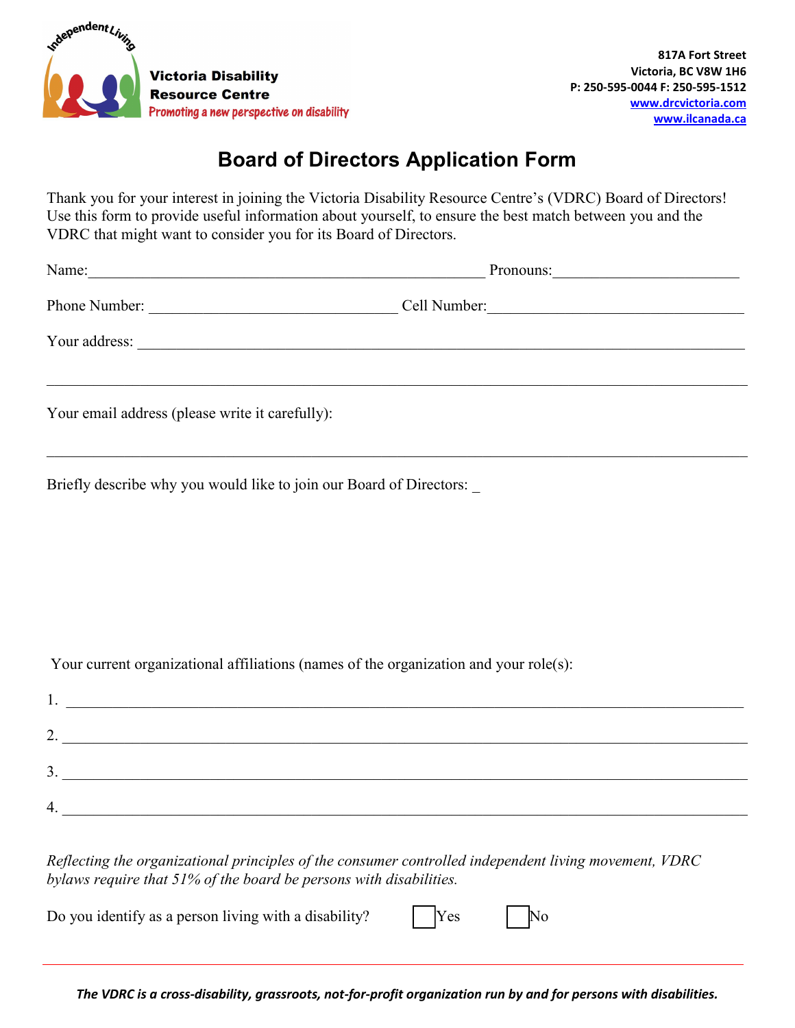Victoria Disability Resource Centre

*Promoting a new perspective on disability*

**817A Fort Street**
**Victoria, BC V8W 1H6**
**P: 250-595-0044 F: 250-595-1512**
**www.drcvictoria.com**
**www.ilcanada.ca**

# Board of Directors Application Form

Thank you for your interest in joining the Victoria Disability Resource Centre's (VDRC) Board of Directors! Use this form to provide useful information about yourself, to ensure the best match between you and the VDRC that might want to consider you for its Board of Directors.

Name:_______________________________________________ Pronouns:______________________

Phone Number: ______________________________ Cell Number:_____________________________

Your address: ______________________________________________________________________

___________________________________________________________________________________

Your email address (please write it carefully):

___________________________________________________________________________________

Briefly describe why you would like to join our Board of Directors: _

Your current organizational affiliations (names of the organization and your role(s):

1. ________________________________________________________________________________
2. ________________________________________________________________________________
3. ________________________________________________________________________________
4. ________________________________________________________________________________

*Reflecting the organizational principles of the consumer controlled independent living movement, VDRC bylaws require that 51% of the board be persons with disabilities.*

Do you identify as a person living with a disability? ☐ Yes ☐ No

***The VDRC is a cross-disability, grassroots, not-for-profit organization run by and for persons with disabilities.***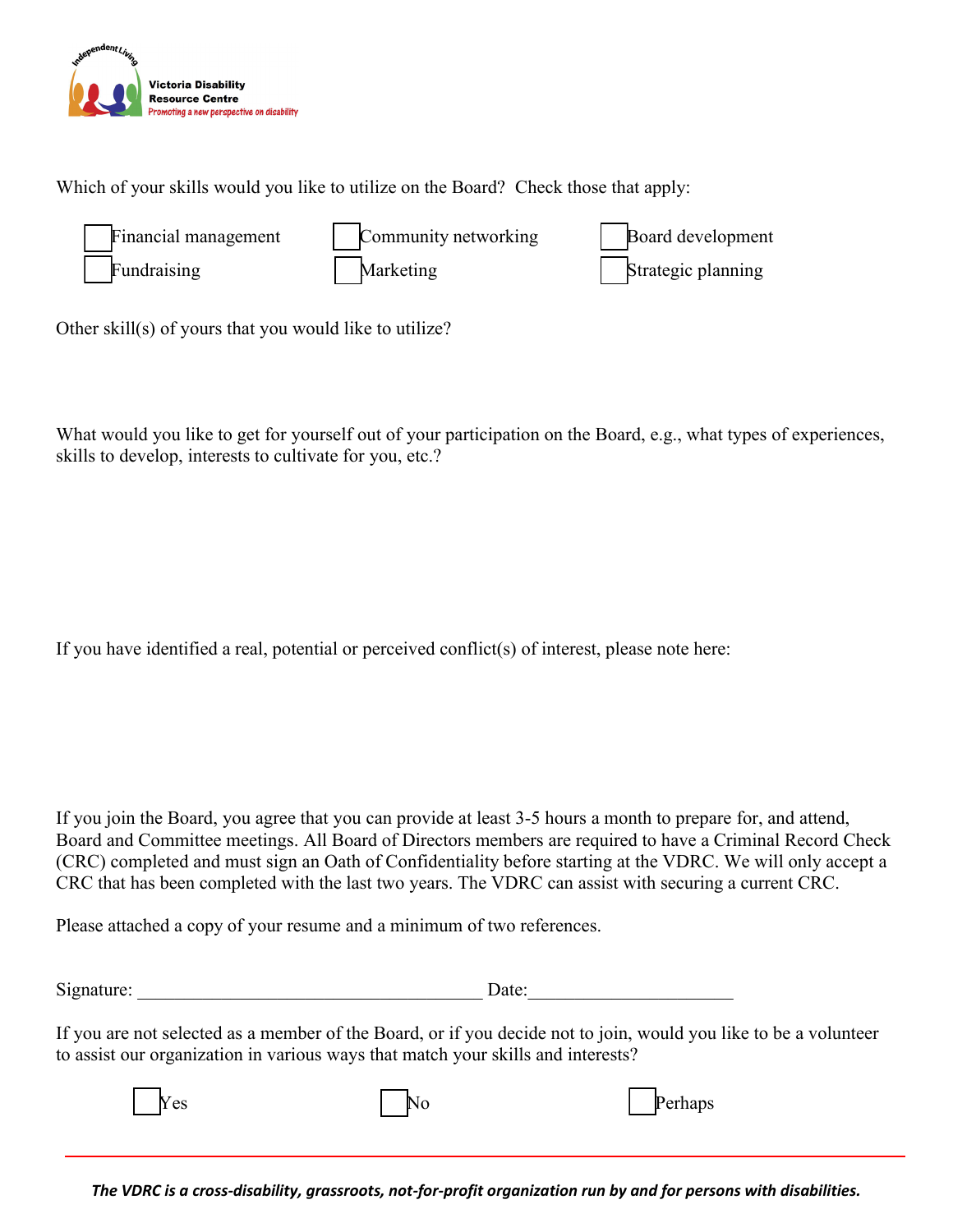Victoria Disability Resource Centre
*Promoting a new perspective on disability*

Which of your skills would you like to utilize on the Board? Check those that apply:

- [ ] Financial management
- [ ] Community networking
- [ ] Board development
- [ ] Fundraising
- [ ] Marketing
- [ ] Strategic planning

Other skill(s) of yours that you would like to utilize?

What would you like to get for yourself out of your participation on the Board, e.g., what types of experiences, skills to develop, interests to cultivate for you, etc.?

If you have identified a real, potential or perceived conflict(s) of interest, please note here:

If you join the Board, you agree that you can provide at least 3-5 hours a month to prepare for, and attend, Board and Committee meetings. All Board of Directors members are required to have a Criminal Record Check (CRC) completed and must sign an Oath of Confidentiality before starting at the VDRC. We will only accept a CRC that has been completed with the last two years. The VDRC can assist with securing a current CRC.

Please attached a copy of your resume and a minimum of two references.

Signature: ____________________________________ Date:_____________________

If you are not selected as a member of the Board, or if you decide not to join, would you like to be a volunteer to assist our organization in various ways that match your skills and interests?

- [ ] Yes
- [ ] No
- [ ] Perhaps

***The VDRC is a cross-disability, grassroots, not-for-profit organization run by and for persons with disabilities.***